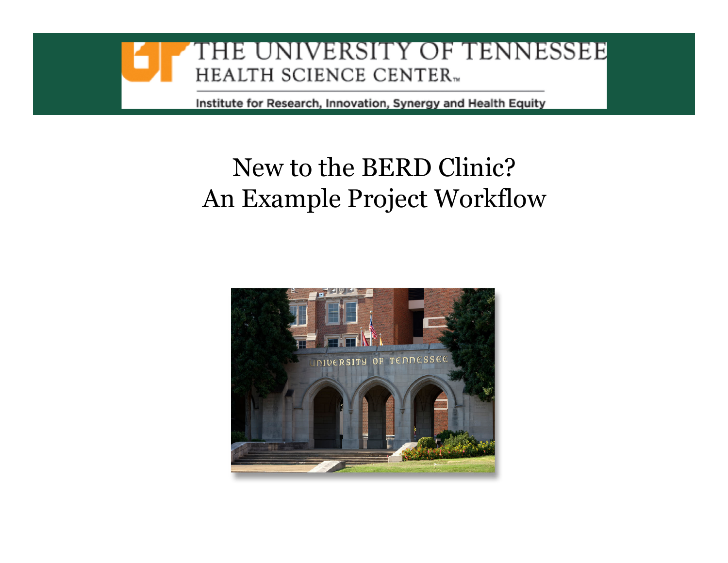THE UNIVERSITY OF TENNESSEE
HEALTH SCIENCE CENTER

Institute for Research, Innovation, Synergy and Health Equity

# New to the BERD Clinic? An Example Project Workflow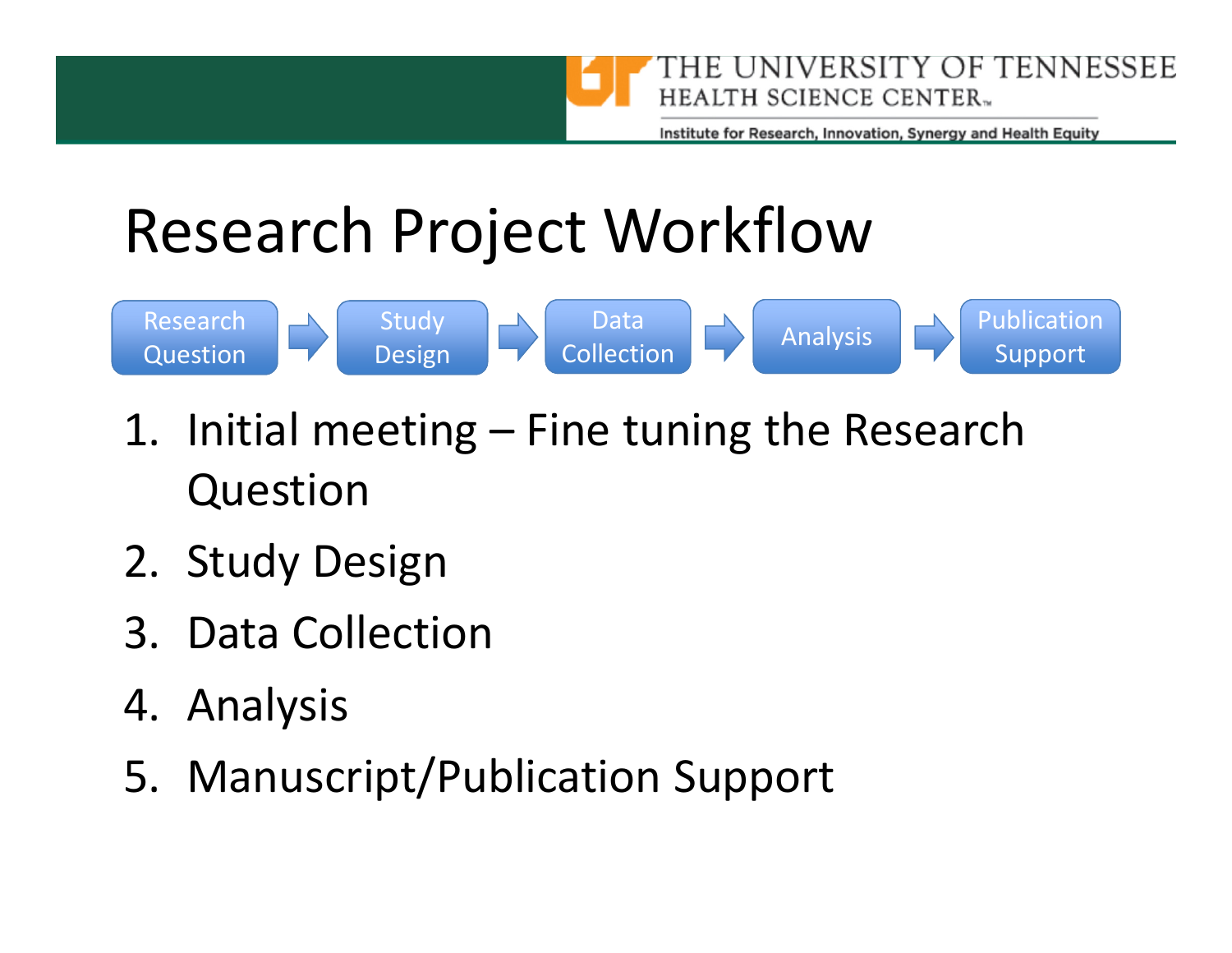# Research Project Workflow

Research Question → Study Design → Data Collection → Analysis → Publication Support

1. Initial meeting – Fine tuning the Research Question
2. Study Design
3. Data Collection
4. Analysis
5. Manuscript/Publication Support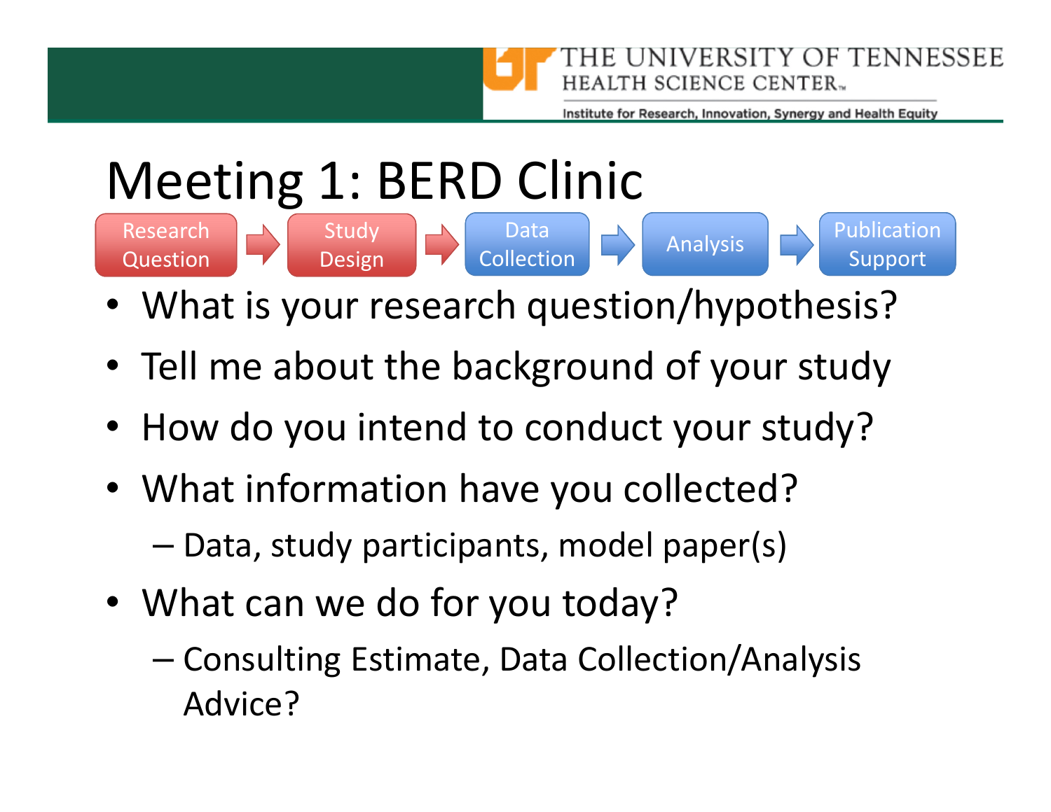# Meeting 1: BERD Clinic

Research Question → Study Design → Data Collection → Analysis → Publication Support

- What is your research question/hypothesis?
- Tell me about the background of your study
- How do you intend to conduct your study?
- What information have you collected?
  - Data, study participants, model paper(s)
- What can we do for you today?
  - Consulting Estimate, Data Collection/Analysis Advice?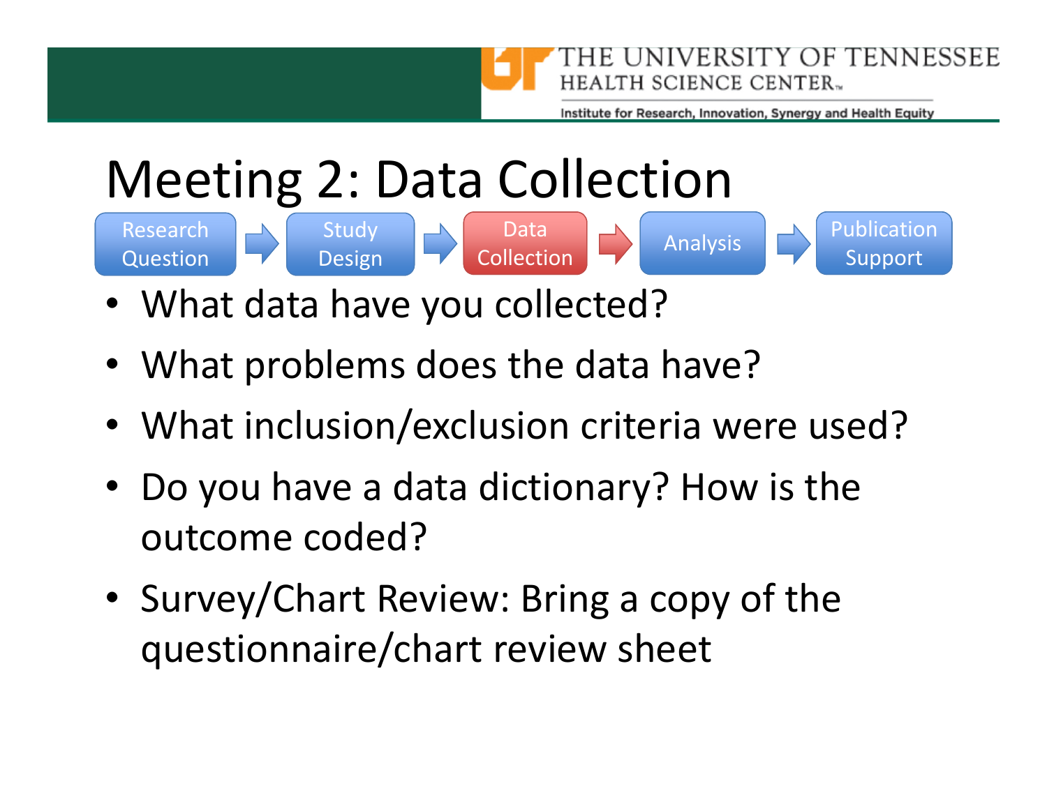# Meeting 2: Data Collection

Research Question → Study Design → **Data Collection** → Analysis → Publication Support

- What data have you collected?
- What problems does the data have?
- What inclusion/exclusion criteria were used?
- Do you have a data dictionary? How is the outcome coded?
- Survey/Chart Review: Bring a copy of the questionnaire/chart review sheet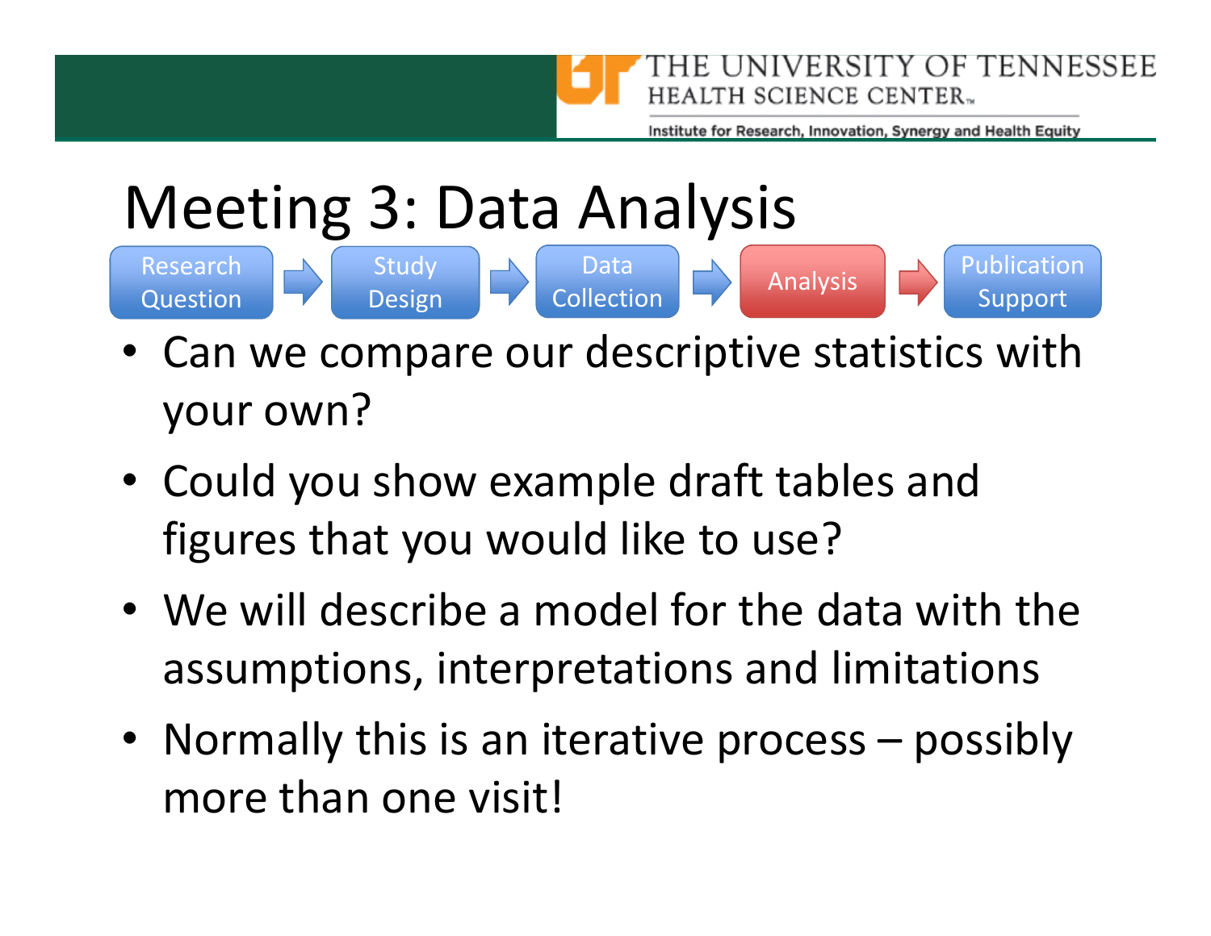# Meeting 3: Data Analysis

Research Question → Study Design → Data Collection → **Analysis** → Publication Support

- Can we compare our descriptive statistics with your own?
- Could you show example draft tables and figures that you would like to use?
- We will describe a model for the data with the assumptions, interpretations and limitations
- Normally this is an iterative process – possibly more than one visit!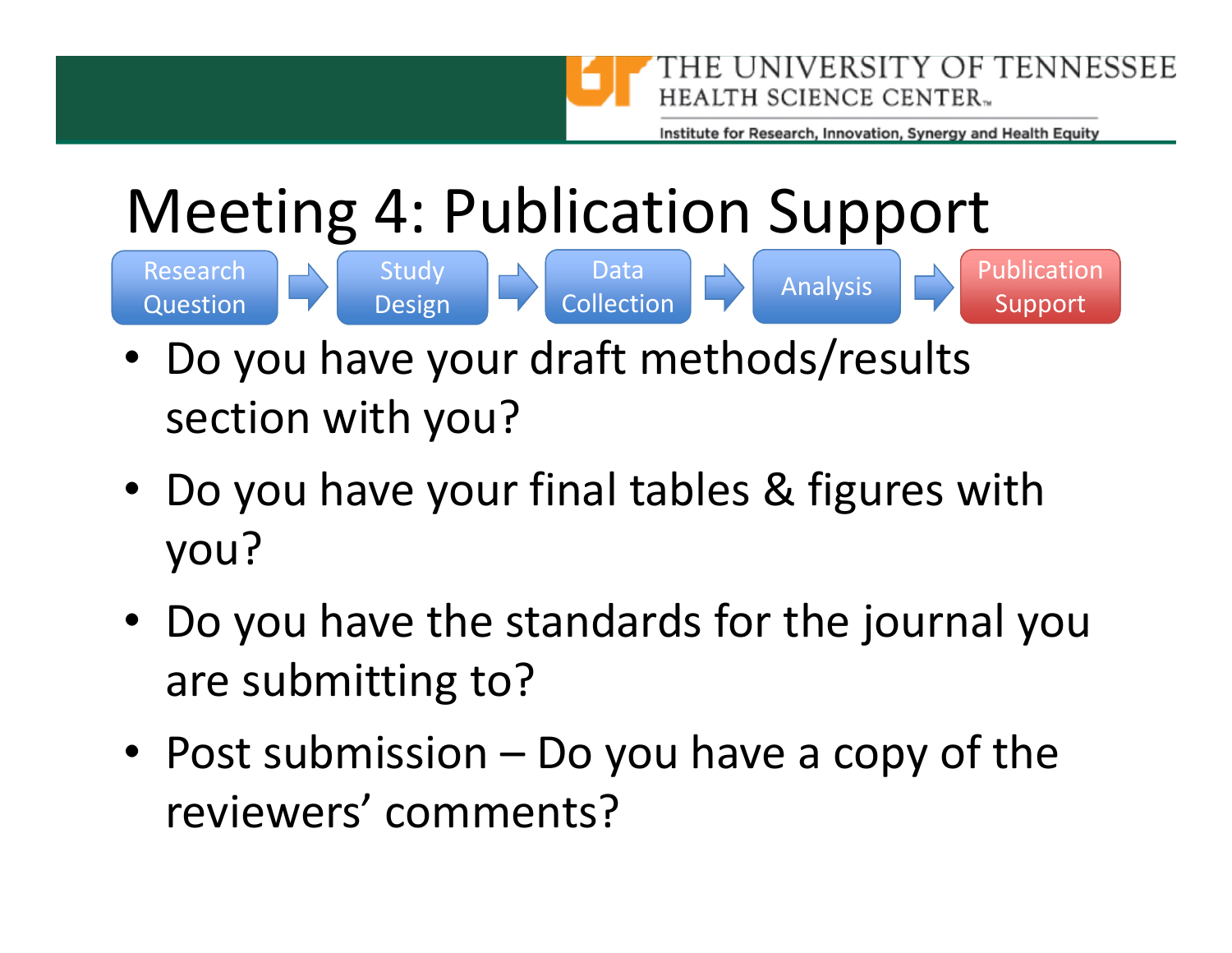THE UNIVERSITY OF TENNESSEE
HEALTH SCIENCE CENTER.

Institute for Research, Innovation, Synergy and Health Equity

# Meeting 4: Publication Support

Research Question → Study Design → Data Collection → Analysis → **Publication Support**

- Do you have your draft methods/results section with you?
- Do you have your final tables & figures with you?
- Do you have the standards for the journal you are submitting to?
- Post submission – Do you have a copy of the reviewers' comments?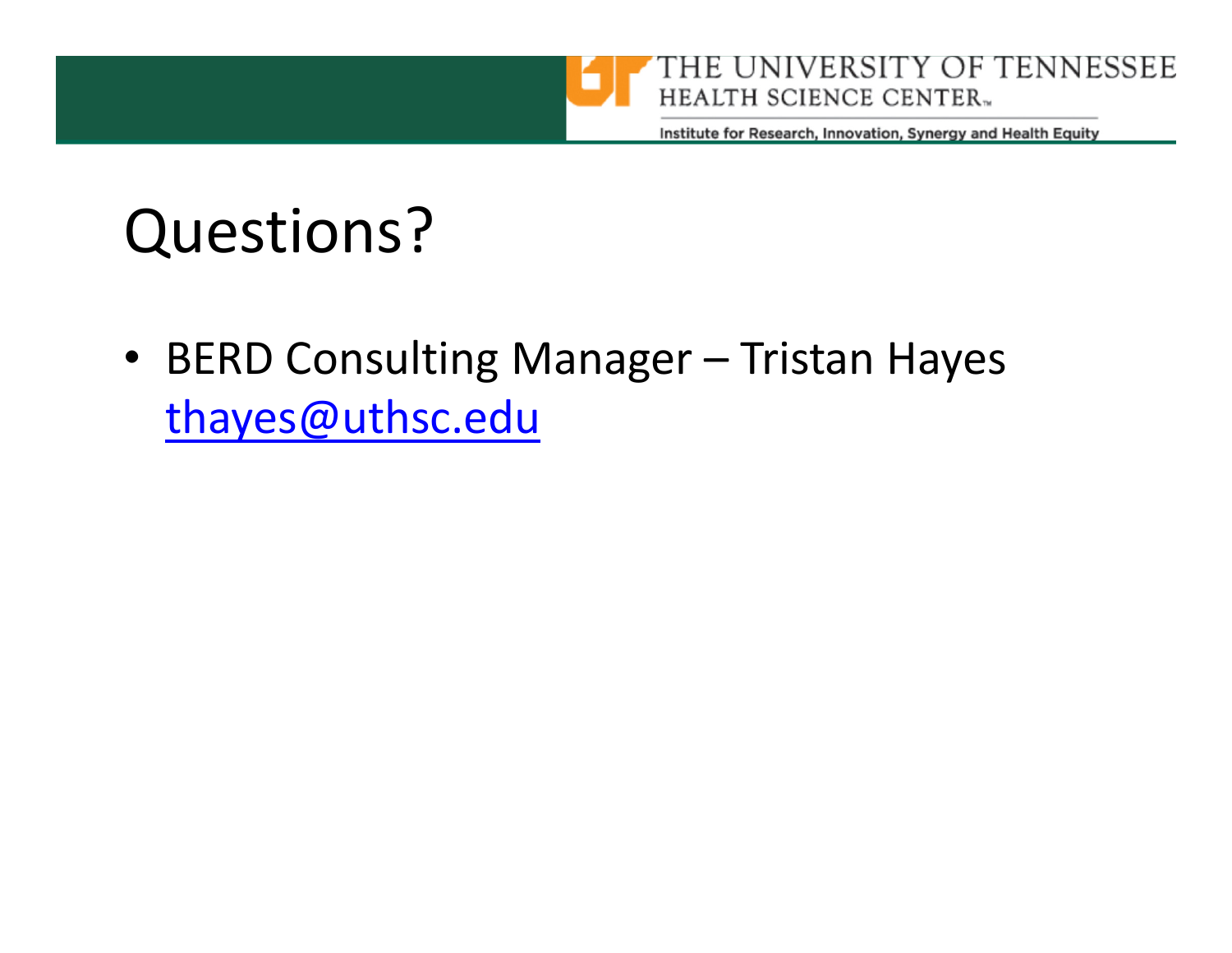# Questions?

- BERD Consulting Manager – Tristan Hayes
  thayes@uthsc.edu